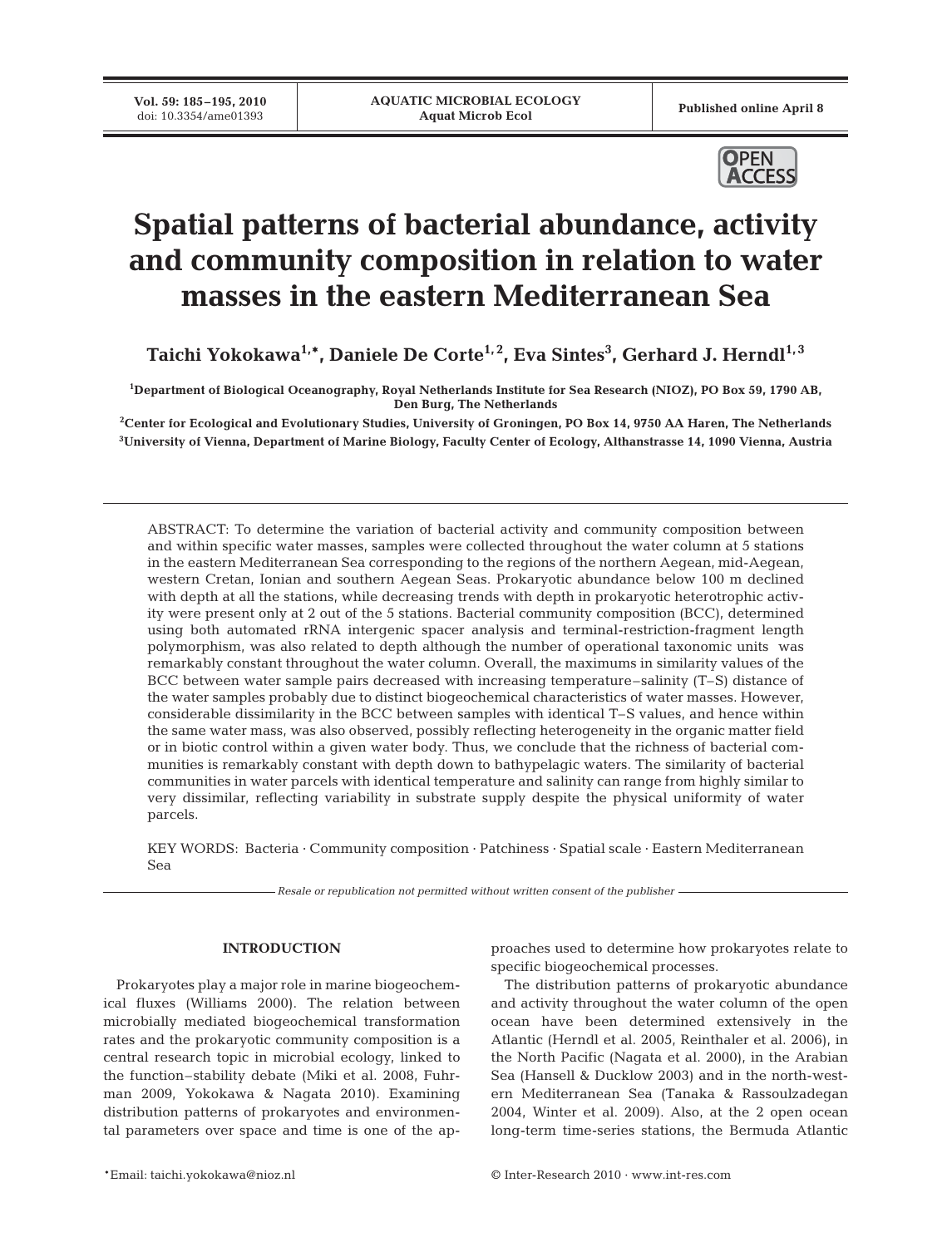# Spatial patterns of bacterial abundance, activity and community composition in relation to water masses in the eastern Mediterranean Sea

**Taichi Yokokawa[1,*], Daniele De Corte[1,2], Eva Sintes[3], Gerhard J. Herndl[1,3]**

[1]Department of Biological Oceanography, Royal Netherlands Institute for Sea Research (NIOZ), PO Box 59, 1790 AB, Den Burg, The Netherlands

[2]Center for Ecological and Evolutionary Studies, University of Groningen, PO Box 14, 9750 AA Haren, The Netherlands

[3]University of Vienna, Department of Marine Biology, Faculty Center of Ecology, Althanstrasse 14, 1090 Vienna, Austria

ABSTRACT: To determine the variation of bacterial activity and community composition between and within specific water masses, samples were collected throughout the water column at 5 stations in the eastern Mediterranean Sea corresponding to the regions of the northern Aegean, mid-Aegean, western Cretan, Ionian and southern Aegean Seas. Prokaryotic abundance below 100 m declined with depth at all the stations, while decreasing trends with depth in prokaryotic heterotrophic activity were present only at 2 out of the 5 stations. Bacterial community composition (BCC), determined using both automated rRNA intergenic spacer analysis and terminal-restriction-fragment length polymorphism, was also related to depth although the number of operational taxonomic units was remarkably constant throughout the water column. Overall, the maximums in similarity values of the BCC between water sample pairs decreased with increasing temperature–salinity (T–S) distance of the water samples probably due to distinct biogeochemical characteristics of water masses. However, considerable dissimilarity in the BCC between samples with identical T–S values, and hence within the same water mass, was also observed, possibly reflecting heterogeneity in the organic matter field or in biotic control within a given water body. Thus, we conclude that the richness of bacterial communities is remarkably constant with depth down to bathypelagic waters. The similarity of bacterial communities in water parcels with identical temperature and salinity can range from highly similar to very dissimilar, reflecting variability in substrate supply despite the physical uniformity of water parcels.

KEY WORDS: Bacteria · Community composition · Patchiness · Spatial scale · Eastern Mediterranean Sea

*Resale or republication not permitted without written consent of the publisher*

## INTRODUCTION

Prokaryotes play a major role in marine biogeochemical fluxes (Williams 2000). The relation between microbially mediated biogeochemical transformation rates and the prokaryotic community composition is a central research topic in microbial ecology, linked to the function–stability debate (Miki et al. 2008, Fuhrman 2009, Yokokawa & Nagata 2010). Examining distribution patterns of prokaryotes and environmental parameters over space and time is one of the approaches used to determine how prokaryotes relate to specific biogeochemical processes.

The distribution patterns of prokaryotic abundance and activity throughout the water column of the open ocean have been determined extensively in the Atlantic (Herndl et al. 2005, Reinthaler et al. 2006), in the North Pacific (Nagata et al. 2000), in the Arabian Sea (Hansell & Ducklow 2003) and in the north-western Mediterranean Sea (Tanaka & Rassoulzadegan 2004, Winter et al. 2009). Also, at the 2 open ocean long-term time-series stations, the Bermuda Atlantic

*Email: taichi.yokokawa@nioz.nl

© Inter-Research 2010 · www.int-res.com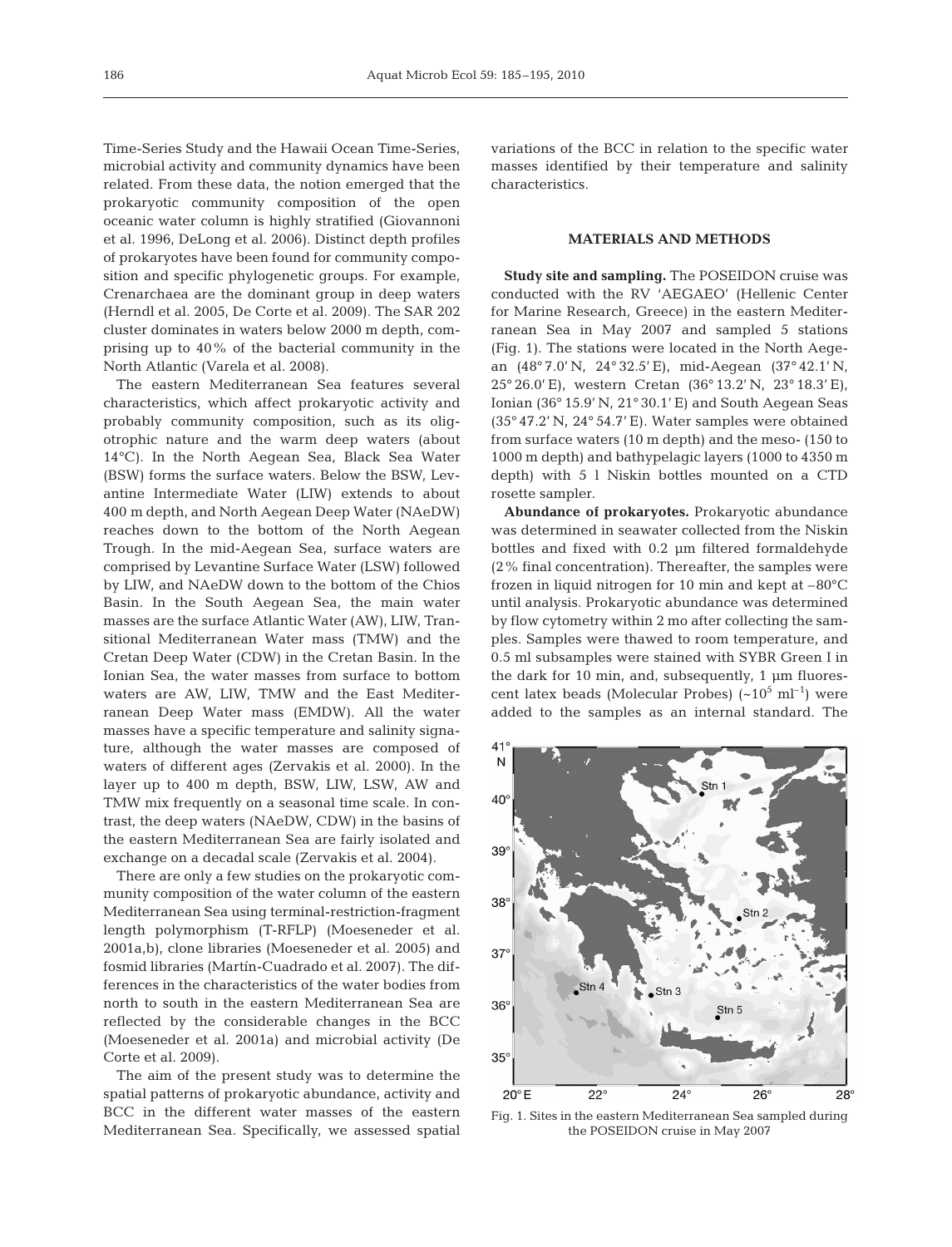Time-Series Study and the Hawaii Ocean Time-Series, microbial activity and community dynamics have been related. From these data, the notion emerged that the prokaryotic community composition of the open oceanic water column is highly stratified (Giovannoni et al. 1996, DeLong et al. 2006). Distinct depth profiles of prokaryotes have been found for community composition and specific phylogenetic groups. For example, Crenarchaea are the dominant group in deep waters (Herndl et al. 2005, De Corte et al. 2009). The SAR 202 cluster dominates in waters below 2000 m depth, comprising up to 40% of the bacterial community in the North Atlantic (Varela et al. 2008).

The eastern Mediterranean Sea features several characteristics, which affect prokaryotic activity and probably community composition, such as its oligotrophic nature and the warm deep waters (about 14°C). In the North Aegean Sea, Black Sea Water (BSW) forms the surface waters. Below the BSW, Levantine Intermediate Water (LIW) extends to about 400 m depth, and North Aegean Deep Water (NAeDW) reaches down to the bottom of the North Aegean Trough. In the mid-Aegean Sea, surface waters are comprised by Levantine Surface Water (LSW) followed by LIW, and NAeDW down to the bottom of the Chios Basin. In the South Aegean Sea, the main water masses are the surface Atlantic Water (AW), LIW, Transitional Mediterranean Water mass (TMW) and the Cretan Deep Water (CDW) in the Cretan Basin. In the Ionian Sea, the water masses from surface to bottom waters are AW, LIW, TMW and the East Mediterranean Deep Water mass (EMDW). All the water masses have a specific temperature and salinity signature, although the water masses are composed of waters of different ages (Zervakis et al. 2000). In the layer up to 400 m depth, BSW, LIW, LSW, AW and TMW mix frequently on a seasonal time scale. In contrast, the deep waters (NAeDW, CDW) in the basins of the eastern Mediterranean Sea are fairly isolated and exchange on a decadal scale (Zervakis et al. 2004).

There are only a few studies on the prokaryotic community composition of the water column of the eastern Mediterranean Sea using terminal-restriction-fragment length polymorphism (T-RFLP) (Moeseneder et al. 2001a,b), clone libraries (Moeseneder et al. 2005) and fosmid libraries (Martín-Cuadrado et al. 2007). The differences in the characteristics of the water bodies from north to south in the eastern Mediterranean Sea are reflected by the considerable changes in the BCC (Moeseneder et al. 2001a) and microbial activity (De Corte et al. 2009).

The aim of the present study was to determine the spatial patterns of prokaryotic abundance, activity and BCC in the different water masses of the eastern Mediterranean Sea. Specifically, we assessed spatial variations of the BCC in relation to the specific water masses identified by their temperature and salinity characteristics.

## MATERIALS AND METHODS

**Study site and sampling.** The POSEIDON cruise was conducted with the RV 'AEGAEO' (Hellenic Center for Marine Research, Greece) in the eastern Mediterranean Sea in May 2007 and sampled 5 stations (Fig. 1). The stations were located in the North Aegean (48° 7.0′ N, 24° 32.5′ E), mid-Aegean (37° 42.1′ N, 25° 26.0′ E), western Cretan (36° 13.2′ N, 23° 18.3′ E), Ionian (36° 15.9′ N, 21° 30.1′ E) and South Aegean Seas (35° 47.2′ N, 24° 54.7′ E). Water samples were obtained from surface waters (10 m depth) and the meso- (150 to 1000 m depth) and bathypelagic layers (1000 to 4350 m depth) with 5 l Niskin bottles mounted on a CTD rosette sampler.

**Abundance of prokaryotes.** Prokaryotic abundance was determined in seawater collected from the Niskin bottles and fixed with 0.2 µm filtered formaldehyde (2% final concentration). Thereafter, the samples were frozen in liquid nitrogen for 10 min and kept at –80°C until analysis. Prokaryotic abundance was determined by flow cytometry within 2 mo after collecting the samples. Samples were thawed to room temperature, and 0.5 ml subsamples were stained with SYBR Green I in the dark for 10 min, and, subsequently, 1 µm fluorescent latex beads (Molecular Probes) (~$10^5$ ml$^{-1}$) were added to the samples as an internal standard. The

Fig. 1. Sites in the eastern Mediterranean Sea sampled during the POSEIDON cruise in May 2007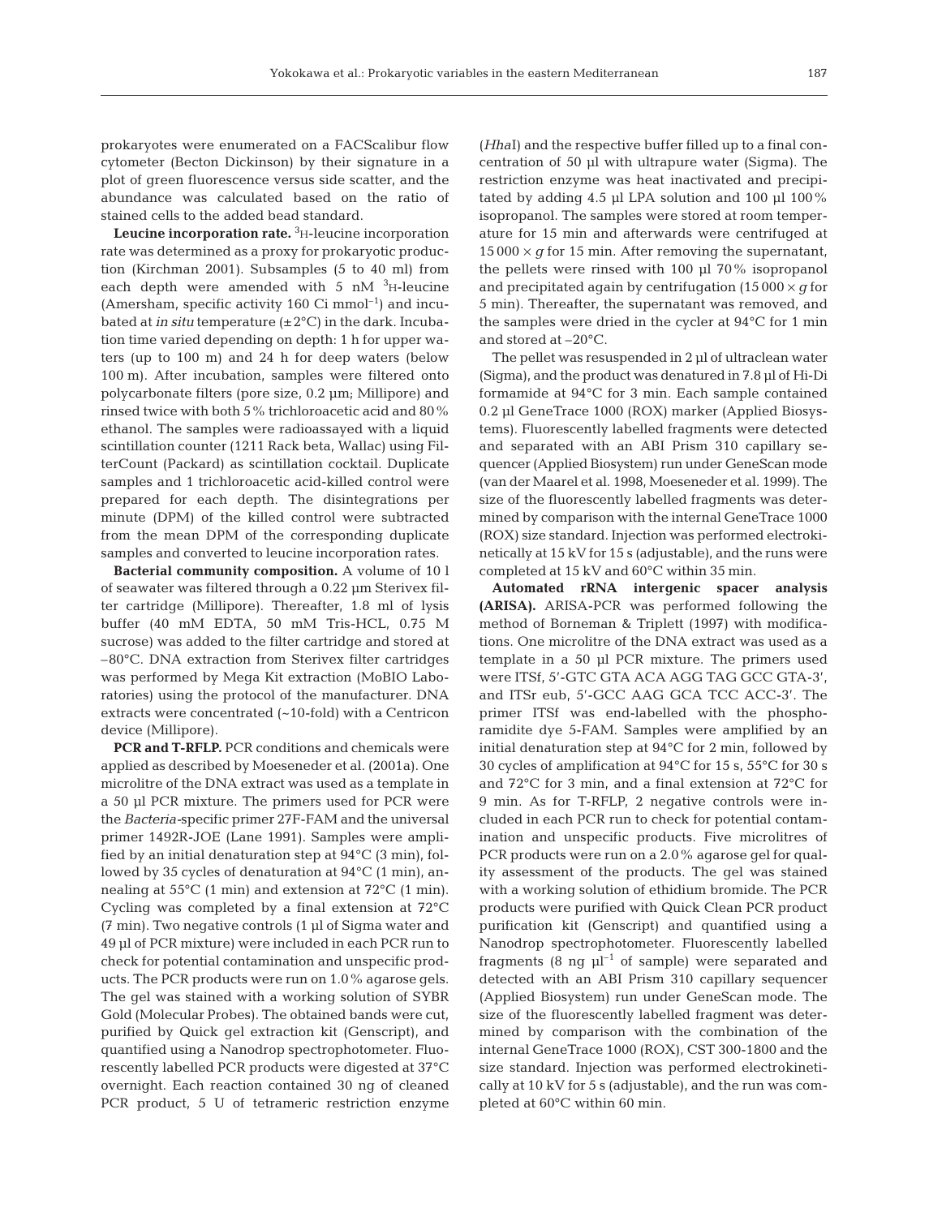prokaryotes were enumerated on a FACScalibur flow cytometer (Becton Dickinson) by their signature in a plot of green fluorescence versus side scatter, and the abundance was calculated based on the ratio of stained cells to the added bead standard.

**Leucine incorporation rate.** $^{3}$H-leucine incorporation rate was determined as a proxy for prokaryotic production (Kirchman 2001). Subsamples (5 to 40 ml) from each depth were amended with 5 nM $^{3}$H-leucine (Amersham, specific activity 160 Ci mmol$^{-1}$) and incubated at *in situ* temperature (±2°C) in the dark. Incubation time varied depending on depth: 1 h for upper waters (up to 100 m) and 24 h for deep waters (below 100 m). After incubation, samples were filtered onto polycarbonate filters (pore size, 0.2 µm; Millipore) and rinsed twice with both 5% trichloroacetic acid and 80% ethanol. The samples were radioassayed with a liquid scintillation counter (1211 Rack beta, Wallac) using FilterCount (Packard) as scintillation cocktail. Duplicate samples and 1 trichloroacetic acid-killed control were prepared for each depth. The disintegrations per minute (DPM) of the killed control were subtracted from the mean DPM of the corresponding duplicate samples and converted to leucine incorporation rates.

**Bacterial community composition.** A volume of 10 l of seawater was filtered through a 0.22 µm Sterivex filter cartridge (Millipore). Thereafter, 1.8 ml of lysis buffer (40 mM EDTA, 50 mM Tris-HCL, 0.75 M sucrose) was added to the filter cartridge and stored at –80°C. DNA extraction from Sterivex filter cartridges was performed by Mega Kit extraction (MoBIO Laboratories) using the protocol of the manufacturer. DNA extracts were concentrated (~10-fold) with a Centricon device (Millipore).

**PCR and T-RFLP.** PCR conditions and chemicals were applied as described by Moeseneder et al. (2001a). One microlitre of the DNA extract was used as a template in a 50 µl PCR mixture. The primers used for PCR were the *Bacteria*-specific primer 27F-FAM and the universal primer 1492R-JOE (Lane 1991). Samples were amplified by an initial denaturation step at 94°C (3 min), followed by 35 cycles of denaturation at 94°C (1 min), annealing at 55°C (1 min) and extension at 72°C (1 min). Cycling was completed by a final extension at 72°C (7 min). Two negative controls (1 µl of Sigma water and 49 µl of PCR mixture) were included in each PCR run to check for potential contamination and unspecific products. The PCR products were run on 1.0% agarose gels. The gel was stained with a working solution of SYBR Gold (Molecular Probes). The obtained bands were cut, purified by Quick gel extraction kit (Genscript), and quantified using a Nanodrop spectrophotometer. Fluorescently labelled PCR products were digested at 37°C overnight. Each reaction contained 30 ng of cleaned PCR product, 5 U of tetrameric restriction enzyme (*Hha*I) and the respective buffer filled up to a final concentration of 50 µl with ultrapure water (Sigma). The restriction enzyme was heat inactivated and precipitated by adding 4.5 µl LPA solution and 100 µl 100% isopropanol. The samples were stored at room temperature for 15 min and afterwards were centrifuged at 15 000 × *g* for 15 min. After removing the supernatant, the pellets were rinsed with 100 µl 70% isopropanol and precipitated again by centrifugation (15 000 × *g* for 5 min). Thereafter, the supernatant was removed, and the samples were dried in the cycler at 94°C for 1 min and stored at –20°C.

The pellet was resuspended in 2 µl of ultraclean water (Sigma), and the product was denatured in 7.8 µl of Hi-Di formamide at 94°C for 3 min. Each sample contained 0.2 µl GeneTrace 1000 (ROX) marker (Applied Biosystems). Fluorescently labelled fragments were detected and separated with an ABI Prism 310 capillary sequencer (Applied Biosystem) run under GeneScan mode (van der Maarel et al. 1998, Moeseneder et al. 1999). The size of the fluorescently labelled fragments was determined by comparison with the internal GeneTrace 1000 (ROX) size standard. Injection was performed electrokinetically at 15 kV for 15 s (adjustable), and the runs were completed at 15 kV and 60°C within 35 min.

**Automated rRNA intergenic spacer analysis (ARISA).** ARISA-PCR was performed following the method of Borneman & Triplett (1997) with modifications. One microlitre of the DNA extract was used as a template in a 50 µl PCR mixture. The primers used were ITSf, 5′-GTC GTA ACA AGG TAG GCC GTA-3′, and ITSr eub, 5′-GCC AAG GCA TCC ACC-3′. The primer ITSf was end-labelled with the phosphoramidite dye 5-FAM. Samples were amplified by an initial denaturation step at 94°C for 2 min, followed by 30 cycles of amplification at 94°C for 15 s, 55°C for 30 s and 72°C for 3 min, and a final extension at 72°C for 9 min. As for T-RFLP, 2 negative controls were included in each PCR run to check for potential contamination and unspecific products. Five microlitres of PCR products were run on a 2.0% agarose gel for quality assessment of the products. The gel was stained with a working solution of ethidium bromide. The PCR products were purified with Quick Clean PCR product purification kit (Genscript) and quantified using a Nanodrop spectrophotometer. Fluorescently labelled fragments (8 ng µl$^{-1}$ of sample) were separated and detected with an ABI Prism 310 capillary sequencer (Applied Biosystem) run under GeneScan mode. The size of the fluorescently labelled fragment was determined by comparison with the combination of the internal GeneTrace 1000 (ROX), CST 300-1800 and the size standard. Injection was performed electrokinetically at 10 kV for 5 s (adjustable), and the run was completed at 60°C within 60 min.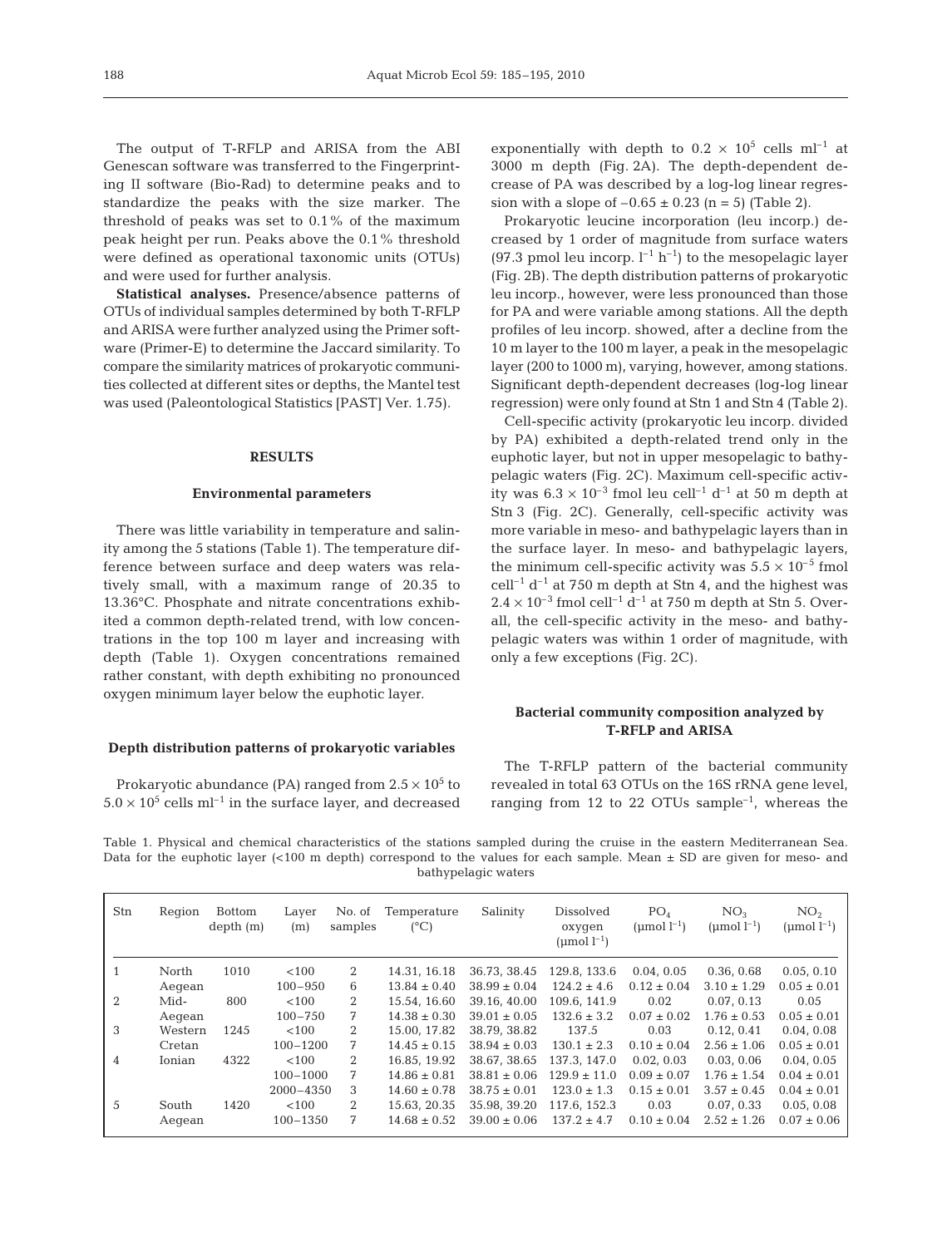The output of T-RFLP and ARISA from the ABI Genescan software was transferred to the Fingerprinting II software (Bio-Rad) to determine peaks and to standardize the peaks with the size marker. The threshold of peaks was set to 0.1% of the maximum peak height per run. Peaks above the 0.1% threshold were defined as operational taxonomic units (OTUs) and were used for further analysis.

**Statistical analyses.** Presence/absence patterns of OTUs of individual samples determined by both T-RFLP and ARISA were further analyzed using the Primer software (Primer-E) to determine the Jaccard similarity. To compare the similarity matrices of prokaryotic communities collected at different sites or depths, the Mantel test was used (Paleontological Statistics [PAST] Ver. 1.75).

## RESULTS

### Environmental parameters

There was little variability in temperature and salinity among the 5 stations (Table 1). The temperature difference between surface and deep waters was relatively small, with a maximum range of 20.35 to 13.36°C. Phosphate and nitrate concentrations exhibited a common depth-related trend, with low concentrations in the top 100 m layer and increasing with depth (Table 1). Oxygen concentrations remained rather constant, with depth exhibiting no pronounced oxygen minimum layer below the euphotic layer.

### Depth distribution patterns of prokaryotic variables

Prokaryotic abundance (PA) ranged from $2.5 \times 10^5$ to $5.0 \times 10^5$ cells ml$^{-1}$ in the surface layer, and decreased exponentially with depth to $0.2 \times 10^5$ cells ml$^{-1}$ at 3000 m depth (Fig. 2A). The depth-dependent decrease of PA was described by a log-log linear regression with a slope of $-0.65 \pm 0.23$ (n = 5) (Table 2).

Prokaryotic leucine incorporation (leu incorp.) decreased by 1 order of magnitude from surface waters (97.3 pmol leu incorp. l$^{-1}$ h$^{-1}$) to the mesopelagic layer (Fig. 2B). The depth distribution patterns of prokaryotic leu incorp., however, were less pronounced than those for PA and were variable among stations. All the depth profiles of leu incorp. showed, after a decline from the 10 m layer to the 100 m layer, a peak in the mesopelagic layer (200 to 1000 m), varying, however, among stations. Significant depth-dependent decreases (log-log linear regression) were only found at Stn 1 and Stn 4 (Table 2).

Cell-specific activity (prokaryotic leu incorp. divided by PA) exhibited a depth-related trend only in the euphotic layer, but not in upper mesopelagic to bathypelagic waters (Fig. 2C). Maximum cell-specific activity was $6.3 \times 10^{-3}$ fmol leu cell$^{-1}$ d$^{-1}$ at 50 m depth at Stn 3 (Fig. 2C). Generally, cell-specific activity was more variable in meso- and bathypelagic layers than in the surface layer. In meso- and bathypelagic layers, the minimum cell-specific activity was $5.5 \times 10^{-5}$ fmol cell$^{-1}$ d$^{-1}$ at 750 m depth at Stn 4, and the highest was $2.4 \times 10^{-3}$ fmol cell$^{-1}$ d$^{-1}$ at 750 m depth at Stn 5. Overall, the cell-specific activity in the meso- and bathypelagic waters was within 1 order of magnitude, with only a few exceptions (Fig. 2C).

### Bacterial community composition analyzed by T-RFLP and ARISA

The T-RFLP pattern of the bacterial community revealed in total 63 OTUs on the 16S rRNA gene level, ranging from 12 to 22 OTUs sample$^{-1}$, whereas the

Table 1. Physical and chemical characteristics of the stations sampled during the cruise in the eastern Mediterranean Sea. Data for the euphotic layer (<100 m depth) correspond to the values for each sample. Mean ± SD are given for meso- and bathypelagic waters

| Stn | Region | Bottom depth (m) | Layer (m) | No. of samples | Temperature (°C) | Salinity | Dissolved oxygen (µmol l$^{-1}$) | $PO_4$ (µmol l$^{-1}$) | $NO_3$ (µmol l$^{-1}$) | $NO_2$ (µmol l$^{-1}$) |
|---|---|---|---|---|---|---|---|---|---|---|
| 1 | North Aegean | 1010 | <100 | 2 | 14.31, 16.18 | 36.73, 38.45 | 129.8, 133.6 | 0.04, 0.05 | 0.36, 0.68 | 0.05, 0.10 |
| | | | 100–950 | 6 | 13.84 ± 0.40 | 38.99 ± 0.04 | 124.2 ± 4.6 | 0.12 ± 0.04 | 3.10 ± 1.29 | 0.05 ± 0.01 |
| 2 | Mid-Aegean | 800 | <100 | 2 | 15.54, 16.60 | 39.16, 40.00 | 109.6, 141.9 | 0.02 | 0.07, 0.13 | 0.05 |
| | | | 100–750 | 7 | 14.38 ± 0.30 | 39.01 ± 0.05 | 132.6 ± 3.2 | 0.07 ± 0.02 | 1.76 ± 0.53 | 0.05 ± 0.01 |
| 3 | Western Cretan | 1245 | <100 | 2 | 15.00, 17.82 | 38.79, 38.82 | 137.5 | 0.03 | 0.12, 0.41 | 0.04, 0.08 |
| | | | 100–1200 | 7 | 14.45 ± 0.15 | 38.94 ± 0.03 | 130.1 ± 2.3 | 0.10 ± 0.04 | 2.56 ± 1.06 | 0.05 ± 0.01 |
| 4 | Ionian | 4322 | <100 | 2 | 16.85, 19.92 | 38.67, 38.65 | 137.3, 147.0 | 0.02, 0.03 | 0.03, 0.06 | 0.04, 0.05 |
| | | | 100–1000 | 7 | 14.86 ± 0.81 | 38.81 ± 0.06 | 129.9 ± 11.0 | 0.09 ± 0.07 | 1.76 ± 1.54 | 0.04 ± 0.01 |
| | | | 2000–4350 | 3 | 14.60 ± 0.78 | 38.75 ± 0.01 | 123.0 ± 1.3 | 0.15 ± 0.01 | 3.57 ± 0.45 | 0.04 ± 0.01 |
| 5 | South Aegean | 1420 | <100 | 2 | 15.63, 20.35 | 35.98, 39.20 | 117.6, 152.3 | 0.03 | 0.07, 0.33 | 0.05, 0.08 |
| | | | 100–1350 | 7 | 14.68 ± 0.52 | 39.00 ± 0.06 | 137.2 ± 4.7 | 0.10 ± 0.04 | 2.52 ± 1.26 | 0.07 ± 0.06 |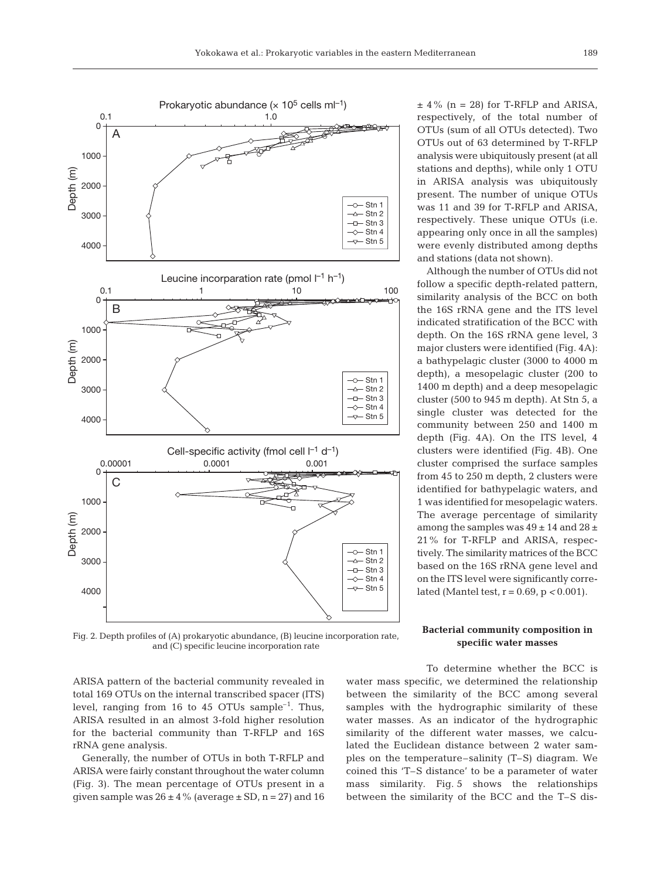Fig. 2. Depth profiles of (A) prokaryotic abundance, (B) leucine incorporation rate, and (C) specific leucine incorporation rate

ARISA pattern of the bacterial community revealed in total 169 OTUs on the internal transcribed spacer (ITS) level, ranging from 16 to 45 OTUs sample$^{-1}$. Thus, ARISA resulted in an almost 3-fold higher resolution for the bacterial community than T-RFLP and 16S rRNA gene analysis.

Generally, the number of OTUs in both T-RFLP and ARISA were fairly constant throughout the water column (Fig. 3). The mean percentage of OTUs present in a given sample was 26 ± 4% (average ± SD, n = 27) and 16 ± 4% (n = 28) for T-RFLP and ARISA, respectively, of the total number of OTUs (sum of all OTUs detected). Two OTUs out of 63 determined by T-RFLP analysis were ubiquitously present (at all stations and depths), while only 1 OTU in ARISA analysis was ubiquitously present. The number of unique OTUs was 11 and 39 for T-RFLP and ARISA, respectively. These unique OTUs (i.e. appearing only once in all the samples) were evenly distributed among depths and stations (data not shown).

Although the number of OTUs did not follow a specific depth-related pattern, similarity analysis of the BCC on both the 16S rRNA gene and the ITS level indicated stratification of the BCC with depth. On the 16S rRNA gene level, 3 major clusters were identified (Fig. 4A): a bathypelagic cluster (3000 to 4000 m depth), a mesopelagic cluster (200 to 1400 m depth) and a deep mesopelagic cluster (500 to 945 m depth). At Stn 5, a single cluster was detected for the community between 250 and 1400 m depth (Fig. 4A). On the ITS level, 4 clusters were identified (Fig. 4B). One cluster comprised the surface samples from 45 to 250 m depth, 2 clusters were identified for bathypelagic waters, and 1 was identified for mesopelagic waters. The average percentage of similarity among the samples was 49 ± 14 and 28 ± 21% for T-RFLP and ARISA, respectively. The similarity matrices of the BCC based on the 16S rRNA gene level and on the ITS level were significantly correlated (Mantel test, $r = 0.69$, $p < 0.001$).

### Bacterial community composition in specific water masses

To determine whether the BCC is water mass specific, we determined the relationship between the similarity of the BCC among several samples with the hydrographic similarity of these water masses. As an indicator of the hydrographic similarity of the different water masses, we calculated the Euclidean distance between 2 water samples on the temperature–salinity (T–S) diagram. We coined this 'T–S distance' to be a parameter of water mass similarity. Fig. 5 shows the relationships between the similarity of the BCC and the T–S dis-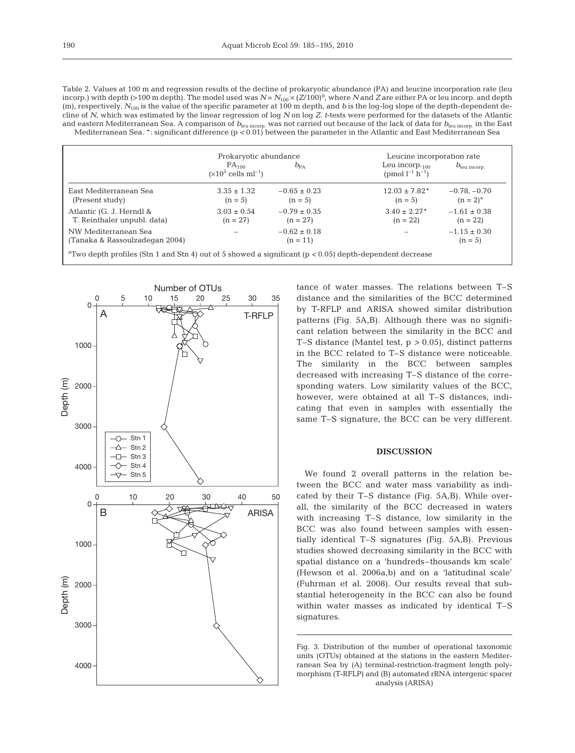Table 2. Values at 100 m and regression results of the decline of prokaryotic abundance (PA) and leucine incorporation rate (leu incorp.) with depth (>100 m depth). The model used was $N = N_{100} \times (Z/100)^b$, where $N$ and $Z$ are either PA or leu incorp. and depth (m), respectively. $N_{100}$ is the value of the specific parameter at 100 m depth, and $b$ is the log-log slope of the depth-dependent decline of $N$, which was estimated by the linear regression of log $N$ on log $Z$. $t$-tests were performed for the datasets of the Atlantic and eastern Mediterranean Sea. A comparison of $b_{leu\ incorp.}$ was not carried out because of the lack of data for $b_{leu\ incorp.}$ in the East Mediterranean Sea. *: significant difference ($p < 0.01$) between the parameter in the Atlantic and East Mediterranean Sea

| | Prokaryotic abundance | | Leucine incorporation rate | |
|---|---|---|---|---|
| | $PA_{100}$ ($\times 10^5$ cells ml$^{-1}$) | $b_{PA}$ | Leu incorp.$_{100}$ (pmol l$^{-1}$ h$^{-1}$) | $b_{leu\ incorp.}$ |
| East Mediterranean Sea (Present study) | 3.35 ± 1.32 (n = 5) | −0.65 ± 0.23 (n = 5) | 12.03 ± 7.82* (n = 5) | −0.78, −0.70 (n = 2)[a] |
| Atlantic (G. J. Herndl & T. Reinthaler unpubl. data) | 3.03 ± 0.54 (n = 27) | −0.79 ± 0.35 (n = 27) | 3.40 ± 2.27* (n = 22) | −1.61 ± 0.38 (n = 22) |
| NW Mediterranean Sea (Tanaka & Rassoulzadegan 2004) | – | −0.62 ± 0.18 (n = 11) | – | −1.15 ± 0.30 (n = 5) |

[a]Two depth profiles (Stn 1 and Stn 4) out of 5 showed a significant ($p < 0.05$) depth-dependent decrease

Fig. 3. Distribution of the number of operational taxonomic units (OTUs) obtained at the stations in the eastern Mediterranean Sea by (A) terminal-restriction-fragment length polymorphism (T-RFLP) and (B) automated rRNA intergenic spacer analysis (ARISA)

tance of water masses. The relations between T–S distance and the similarities of the BCC determined by T-RFLP and ARISA showed similar distribution patterns (Fig. 5A,B). Although there was no significant relation between the similarity in the BCC and T–S distance (Mantel test, $p > 0.05$), distinct patterns in the BCC related to T–S distance were noticeable. The similarity in the BCC between samples decreased with increasing T–S distance of the corresponding waters. Low similarity values of the BCC, however, were obtained at all T–S distances, indicating that even in samples with essentially the same T–S signature, the BCC can be very different.

## DISCUSSION

We found 2 overall patterns in the relation between the BCC and water mass variability as indicated by their T–S distance (Fig. 5A,B). While overall, the similarity of the BCC decreased in waters with increasing T–S distance, low similarity in the BCC was also found between samples with essentially identical T–S signatures (Fig. 5A,B). Previous studies showed decreasing similarity in the BCC with spatial distance on a 'hundreds–thousands km scale' (Hewson et al. 2006a,b) and on a 'latitudinal scale' (Fuhrman et al. 2008). Our results reveal that substantial heterogeneity in the BCC can also be found within water masses as indicated by identical T–S signatures.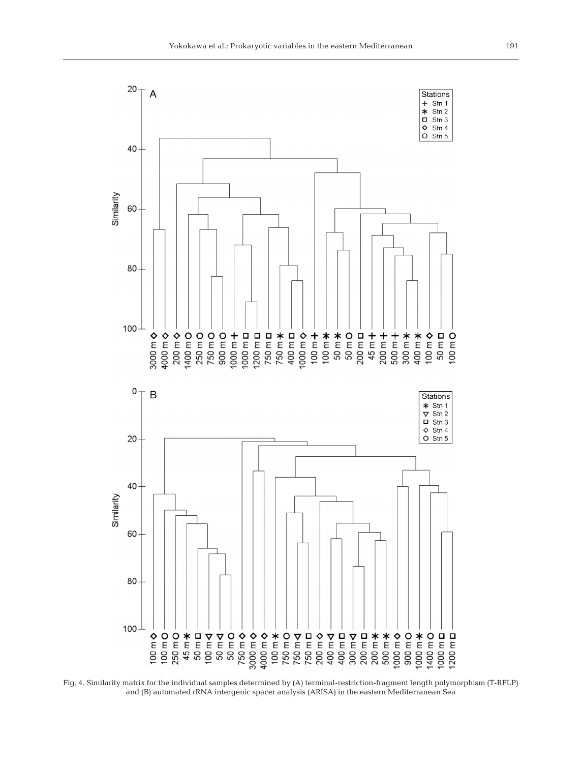Fig. 4. Similarity matrix for the individual samples determined by (A) terminal-restriction-fragment length polymorphism (T-RFLP) and (B) automated rRNA intergenic spacer analysis (ARISA) in the eastern Mediterranean Sea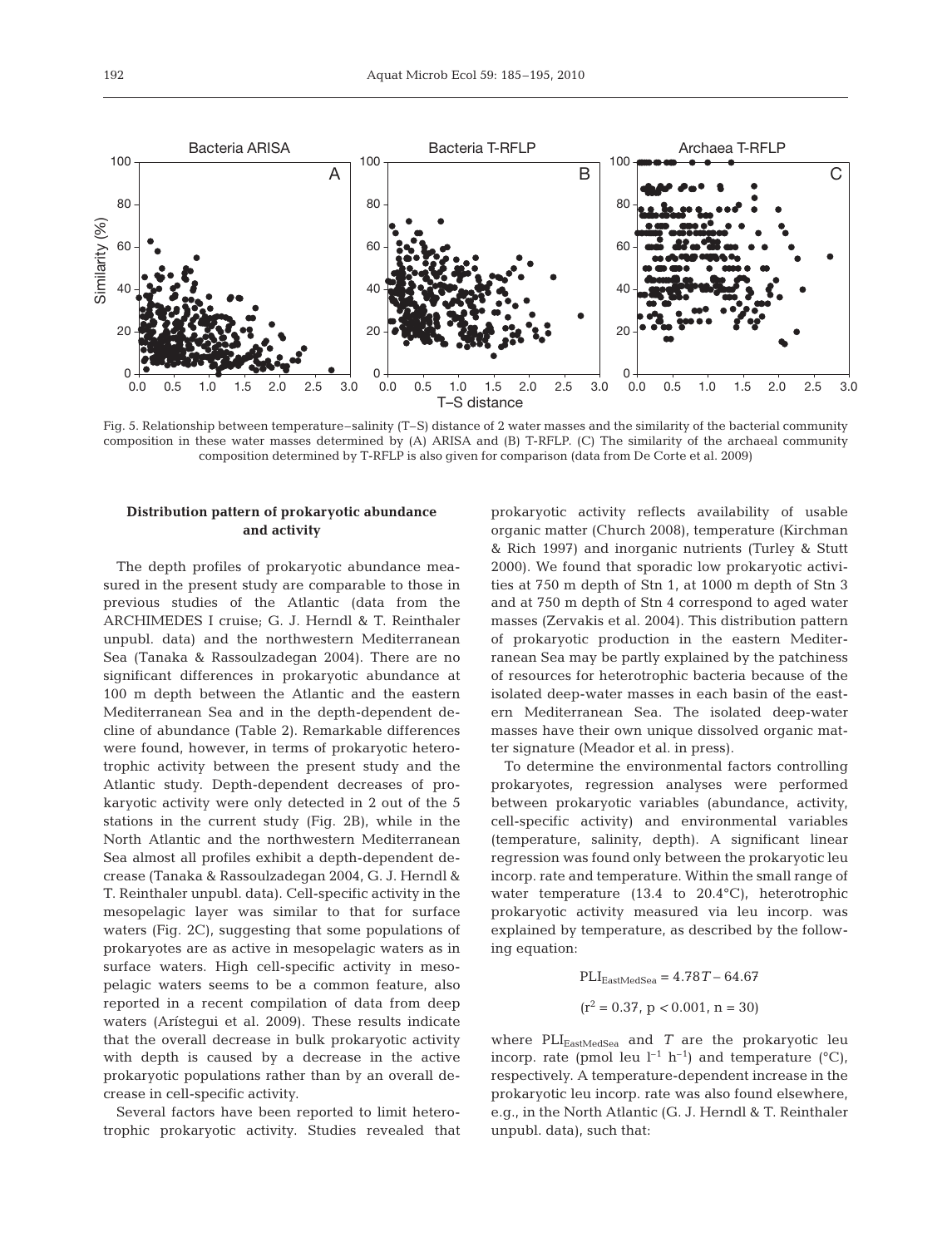Fig. 5. Relationship between temperature–salinity (T–S) distance of 2 water masses and the similarity of the bacterial community composition in these water masses determined by (A) ARISA and (B) T-RFLP. (C) The similarity of the archaeal community composition determined by T-RFLP is also given for comparison (data from De Corte et al. 2009)

### Distribution pattern of prokaryotic abundance and activity

The depth profiles of prokaryotic abundance measured in the present study are comparable to those in previous studies of the Atlantic (data from the ARCHIMEDES I cruise; G. J. Herndl & T. Reinthaler unpubl. data) and the northwestern Mediterranean Sea (Tanaka & Rassoulzadegan 2004). There are no significant differences in prokaryotic abundance at 100 m depth between the Atlantic and the eastern Mediterranean Sea and in the depth-dependent decline of abundance (Table 2). Remarkable differences were found, however, in terms of prokaryotic heterotrophic activity between the present study and the Atlantic study. Depth-dependent decreases of prokaryotic activity were only detected in 2 out of the 5 stations in the current study (Fig. 2B), while in the North Atlantic and the northwestern Mediterranean Sea almost all profiles exhibit a depth-dependent decrease (Tanaka & Rassoulzadegan 2004, G. J. Herndl & T. Reinthaler unpubl. data). Cell-specific activity in the mesopelagic layer was similar to that for surface waters (Fig. 2C), suggesting that some populations of prokaryotes are as active in mesopelagic waters as in surface waters. High cell-specific activity in mesopelagic waters seems to be a common feature, also reported in a recent compilation of data from deep waters (Arístegui et al. 2009). These results indicate that the overall decrease in bulk prokaryotic activity with depth is caused by a decrease in the active prokaryotic populations rather than by an overall decrease in cell-specific activity.

Several factors have been reported to limit heterotrophic prokaryotic activity. Studies revealed that prokaryotic activity reflects availability of usable organic matter (Church 2008), temperature (Kirchman & Rich 1997) and inorganic nutrients (Turley & Stutt 2000). We found that sporadic low prokaryotic activities at 750 m depth of Stn 1, at 1000 m depth of Stn 3 and at 750 m depth of Stn 4 correspond to aged water masses (Zervakis et al. 2004). This distribution pattern of prokaryotic production in the eastern Mediterranean Sea may be partly explained by the patchiness of resources for heterotrophic bacteria because of the isolated deep-water masses in each basin of the eastern Mediterranean Sea. The isolated deep-water masses have their own unique dissolved organic matter signature (Meador et al. in press).

To determine the environmental factors controlling prokaryotes, regression analyses were performed between prokaryotic variables (abundance, activity, cell-specific activity) and environmental variables (temperature, salinity, depth). A significant linear regression was found only between the prokaryotic leu incorp. rate and temperature. Within the small range of water temperature (13.4 to 20.4°C), heterotrophic prokaryotic activity measured via leu incorp. was explained by temperature, as described by the following equation:

$$PLI_{EastMedSea} = 4.78T - 64.67$$

$$(r^2 = 0.37,\ p < 0.001,\ n = 30)$$

where $PLI_{EastMedSea}$ and $T$ are the prokaryotic leu incorp. rate (pmol leu $l^{-1}$ $h^{-1}$) and temperature (°C), respectively. A temperature-dependent increase in the prokaryotic leu incorp. rate was also found elsewhere, e.g., in the North Atlantic (G. J. Herndl & T. Reinthaler unpubl. data), such that: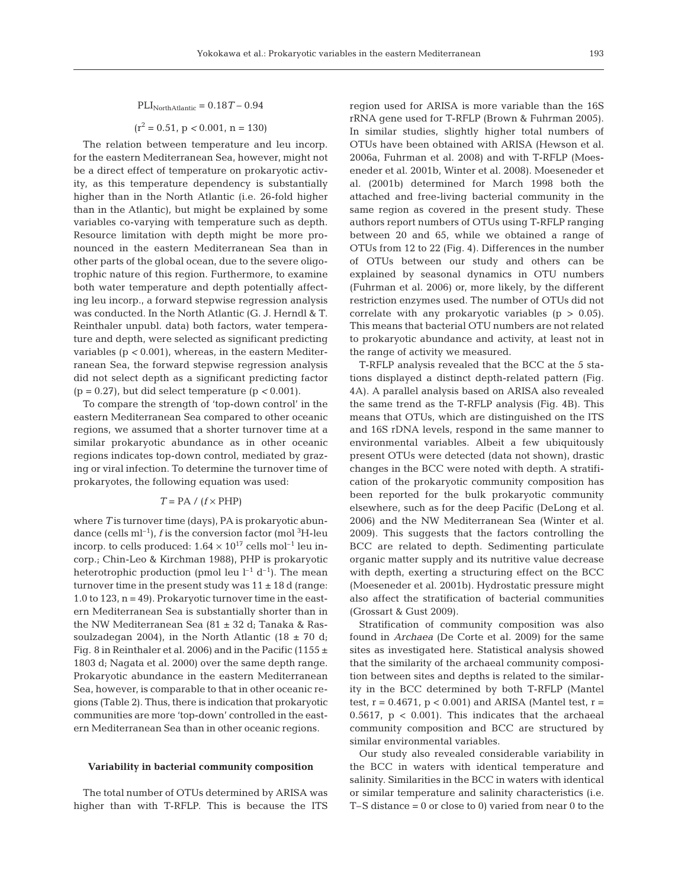$$PLI_{NorthAtlantic} = 0.18T - 0.94$$

$$(r^2 = 0.51, p < 0.001, n = 130)$$

The relation between temperature and leu incorp. for the eastern Mediterranean Sea, however, might not be a direct effect of temperature on prokaryotic activity, as this temperature dependency is substantially higher than in the North Atlantic (i.e. 26-fold higher than in the Atlantic), but might be explained by some variables co-varying with temperature such as depth. Resource limitation with depth might be more pronounced in the eastern Mediterranean Sea than in other parts of the global ocean, due to the severe oligotrophic nature of this region. Furthermore, to examine both water temperature and depth potentially affecting leu incorp., a forward stepwise regression analysis was conducted. In the North Atlantic (G. J. Herndl & T. Reinthaler unpubl. data) both factors, water temperature and depth, were selected as significant predicting variables ($p < 0.001$), whereas, in the eastern Mediterranean Sea, the forward stepwise regression analysis did not select depth as a significant predicting factor ($p = 0.27$), but did select temperature ($p < 0.001$).

To compare the strength of 'top-down control' in the eastern Mediterranean Sea compared to other oceanic regions, we assumed that a shorter turnover time at a similar prokaryotic abundance as in other oceanic regions indicates top-down control, mediated by grazing or viral infection. To determine the turnover time of prokaryotes, the following equation was used:

$$T = PA / (f \times PHP)$$

where $T$ is turnover time (days), PA is prokaryotic abundance (cells $ml^{-1}$), $f$ is the conversion factor (mol $^3H$-leu incorp. to cells produced: $1.64 \times 10^{17}$ cells $mol^{-1}$ leu incorp.; Chin-Leo & Kirchman 1988), PHP is prokaryotic heterotrophic production (pmol leu $l^{-1}$ $d^{-1}$). The mean turnover time in the present study was $11 \pm 18$ d (range: 1.0 to 123, n = 49). Prokaryotic turnover time in the eastern Mediterranean Sea is substantially shorter than in the NW Mediterranean Sea ($81 \pm 32$ d; Tanaka & Rassoulzadegan 2004), in the North Atlantic ($18 \pm 70$ d; Fig. 8 in Reinthaler et al. 2006) and in the Pacific ($1155 \pm 1803$ d; Nagata et al. 2000) over the same depth range. Prokaryotic abundance in the eastern Mediterranean Sea, however, is comparable to that in other oceanic regions (Table 2). Thus, there is indication that prokaryotic communities are more 'top-down' controlled in the eastern Mediterranean Sea than in other oceanic regions.

**Variability in bacterial community composition**

The total number of OTUs determined by ARISA was higher than with T-RFLP. This is because the ITS region used for ARISA is more variable than the 16S rRNA gene used for T-RFLP (Brown & Fuhrman 2005). In similar studies, slightly higher total numbers of OTUs have been obtained with ARISA (Hewson et al. 2006a, Fuhrman et al. 2008) and with T-RFLP (Moeseneder et al. 2001b, Winter et al. 2008). Moeseneder et al. (2001b) determined for March 1998 both the attached and free-living bacterial community in the same region as covered in the present study. These authors report numbers of OTUs using T-RFLP ranging between 20 and 65, while we obtained a range of OTUs from 12 to 22 (Fig. 4). Differences in the number of OTUs between our study and others can be explained by seasonal dynamics in OTU numbers (Fuhrman et al. 2006) or, more likely, by the different restriction enzymes used. The number of OTUs did not correlate with any prokaryotic variables ($p > 0.05$). This means that bacterial OTU numbers are not related to prokaryotic abundance and activity, at least not in the range of activity we measured.

T-RFLP analysis revealed that the BCC at the 5 stations displayed a distinct depth-related pattern (Fig. 4A). A parallel analysis based on ARISA also revealed the same trend as the T-RFLP analysis (Fig. 4B). This means that OTUs, which are distinguished on the ITS and 16S rDNA levels, respond in the same manner to environmental variables. Albeit a few ubiquitously present OTUs were detected (data not shown), drastic changes in the BCC were noted with depth. A stratification of the prokaryotic community composition has been reported for the bulk prokaryotic community elsewhere, such as for the deep Pacific (DeLong et al. 2006) and the NW Mediterranean Sea (Winter et al. 2009). This suggests that the factors controlling the BCC are related to depth. Sedimenting particulate organic matter supply and its nutritive value decrease with depth, exerting a structuring effect on the BCC (Moeseneder et al. 2001b). Hydrostatic pressure might also affect the stratification of bacterial communities (Grossart & Gust 2009).

Stratification of community composition was also found in *Archaea* (De Corte et al. 2009) for the same sites as investigated here. Statistical analysis showed that the similarity of the archaeal community composition between sites and depths is related to the similarity in the BCC determined by both T-RFLP (Mantel test, $r = 0.4671$, $p < 0.001$) and ARISA (Mantel test, $r = 0.5617$, $p < 0.001$). This indicates that the archaeal community composition and BCC are structured by similar environmental variables.

Our study also revealed considerable variability in the BCC in waters with identical temperature and salinity. Similarities in the BCC in waters with identical or similar temperature and salinity characteristics (i.e. T–S distance = 0 or close to 0) varied from near 0 to the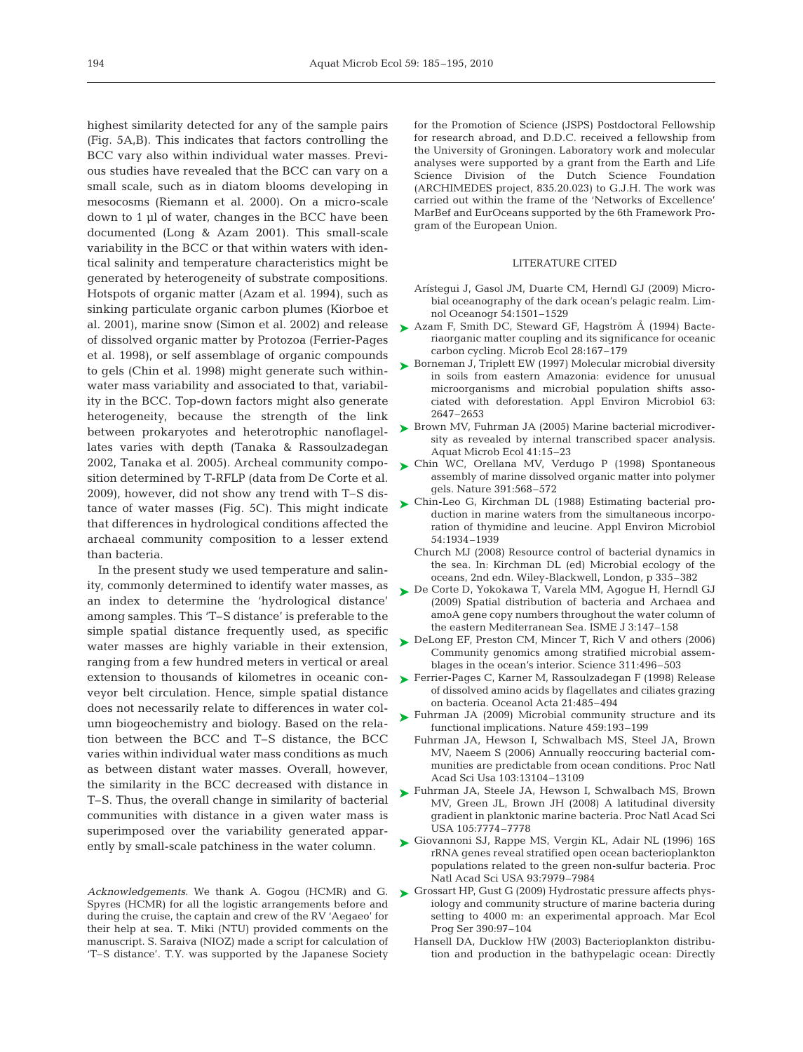highest similarity detected for any of the sample pairs (Fig. 5A,B). This indicates that factors controlling the BCC vary also within individual water masses. Previous studies have revealed that the BCC can vary on a small scale, such as in diatom blooms developing in mesocosms (Riemann et al. 2000). On a micro-scale down to 1 µl of water, changes in the BCC have been documented (Long & Azam 2001). This small-scale variability in the BCC or that within waters with identical salinity and temperature characteristics might be generated by heterogeneity of substrate compositions. Hotspots of organic matter (Azam et al. 1994), such as sinking particulate organic carbon plumes (Kiorboe et al. 2001), marine snow (Simon et al. 2002) and release of dissolved organic matter by Protozoa (Ferrier-Pages et al. 1998), or self assemblage of organic compounds to gels (Chin et al. 1998) might generate such within-water mass variability and associated to that, variability in the BCC. Top-down factors might also generate heterogeneity, because the strength of the link between prokaryotes and heterotrophic nanoflagellates varies with depth (Tanaka & Rassoulzadegan 2002, Tanaka et al. 2005). Archeal community composition determined by T-RFLP (data from De Corte et al. 2009), however, did not show any trend with T–S distance of water masses (Fig. 5C). This might indicate that differences in hydrological conditions affected the archaeal community composition to a lesser extend than bacteria.

In the present study we used temperature and salinity, commonly determined to identify water masses, as an index to determine the 'hydrological distance' among samples. This 'T–S distance' is preferable to the simple spatial distance frequently used, as specific water masses are highly variable in their extension, ranging from a few hundred meters in vertical or areal extension to thousands of kilometres in oceanic conveyor belt circulation. Hence, simple spatial distance does not necessarily relate to differences in water column biogeochemistry and biology. Based on the relation between the BCC and T–S distance, the BCC varies within individual water mass conditions as much as between distant water masses. Overall, however, the similarity in the BCC decreased with distance in T–S. Thus, the overall change in similarity of bacterial communities with distance in a given water mass is superimposed over the variability generated apparently by small-scale patchiness in the water column.

*Acknowledgements.* We thank A. Gogou (HCMR) and G. Spyres (HCMR) for all the logistic arrangements before and during the cruise, the captain and crew of the RV 'Aegaeo' for their help at sea. T. Miki (NTU) provided comments on the manuscript. S. Saraiva (NIOZ) made a script for calculation of 'T–S distance'. T.Y. was supported by the Japanese Society for the Promotion of Science (JSPS) Postdoctoral Fellowship for research abroad, and D.D.C. received a fellowship from the University of Groningen. Laboratory work and molecular analyses were supported by a grant from the Earth and Life Science Division of the Dutch Science Foundation (ARCHIMEDES project, 835.20.023) to G.J.H. The work was carried out within the frame of the 'Networks of Excellence' MarBef and EurOceans supported by the 6th Framework Program of the European Union.

## LITERATURE CITED

- Arístegui J, Gasol JM, Duarte CM, Herndl GJ (2009) Microbial oceanography of the dark ocean's pelagic realm. Limnol Oceanogr 54:1501–1529
- Azam F, Smith DC, Steward GF, Hagström Å (1994) Bacteriaorganic matter coupling and its significance for oceanic carbon cycling. Microb Ecol 28:167–179
- Borneman J, Triplett EW (1997) Molecular microbial diversity in soils from eastern Amazonia: evidence for unusual microorganisms and microbial population shifts associated with deforestation. Appl Environ Microbiol 63: 2647–2653
- Brown MV, Fuhrman JA (2005) Marine bacterial microdiversity as revealed by internal transcribed spacer analysis. Aquat Microb Ecol 41:15–23
- Chin WC, Orellana MV, Verdugo P (1998) Spontaneous assembly of marine dissolved organic matter into polymer gels. Nature 391:568–572
- Chin-Leo G, Kirchman DL (1988) Estimating bacterial production in marine waters from the simultaneous incorporation of thymidine and leucine. Appl Environ Microbiol 54:1934–1939
- Church MJ (2008) Resource control of bacterial dynamics in the sea. In: Kirchman DL (ed) Microbial ecology of the oceans, 2nd edn. Wiley-Blackwell, London, p 335–382
- De Corte D, Yokokawa T, Varela MM, Agogue H, Herndl GJ (2009) Spatial distribution of bacteria and Archaea and amoA gene copy numbers throughout the water column of the eastern Mediterranean Sea. ISME J 3:147–158
- DeLong EF, Preston CM, Mincer T, Rich V and others (2006) Community genomics among stratified microbial assemblages in the ocean's interior. Science 311:496–503
- Ferrier-Pages C, Karner M, Rassoulzadegan F (1998) Release of dissolved amino acids by flagellates and ciliates grazing on bacteria. Oceanol Acta 21:485–494
- Fuhrman JA (2009) Microbial community structure and its functional implications. Nature 459:193–199
- Fuhrman JA, Hewson I, Schwalbach MS, Steel JA, Brown MV, Naeem S (2006) Annually reoccuring bacterial communities are predictable from ocean conditions. Proc Natl Acad Sci Usa 103:13104–13109
- Fuhrman JA, Steele JA, Hewson I, Schwalbach MS, Brown MV, Green JL, Brown JH (2008) A latitudinal diversity gradient in planktonic marine bacteria. Proc Natl Acad Sci USA 105:7774–7778
- Giovannoni SJ, Rappe MS, Vergin KL, Adair NL (1996) 16S rRNA genes reveal stratified open ocean bacterioplankton populations related to the green non-sulfur bacteria. Proc Natl Acad Sci USA 93:7979–7984
- Grossart HP, Gust G (2009) Hydrostatic pressure affects physiology and community structure of marine bacteria during setting to 4000 m: an experimental approach. Mar Ecol Prog Ser 390:97–104
- Hansell DA, Ducklow HW (2003) Bacterioplankton distribution and production in the bathypelagic ocean: Directly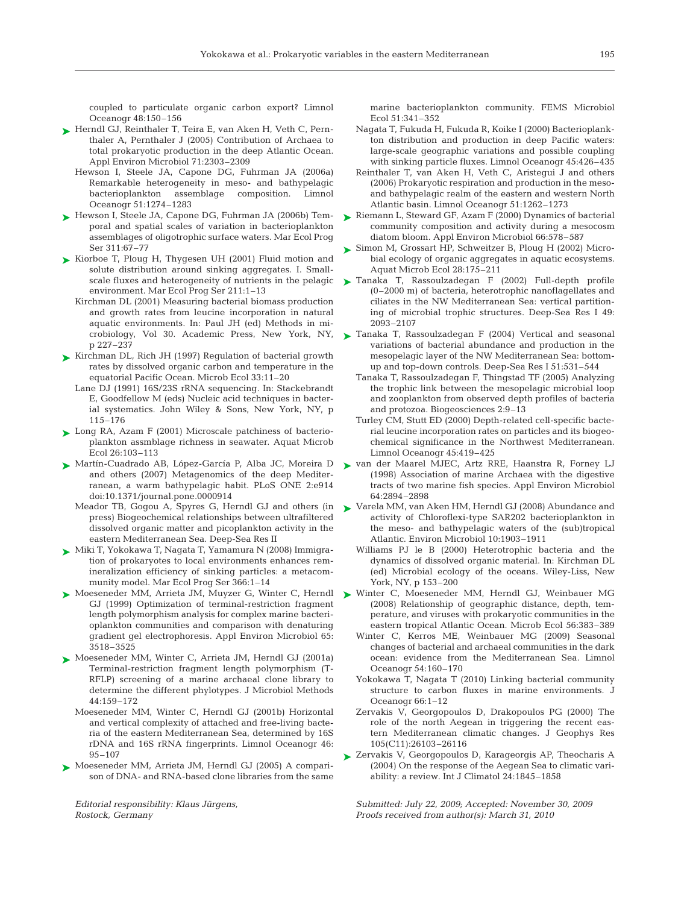coupled to particulate organic carbon export? Limnol Oceanogr 48:150–156

Herndl GJ, Reinthaler T, Teira E, van Aken H, Veth C, Pernthaler A, Pernthaler J (2005) Contribution of Archaea to total prokaryotic production in the deep Atlantic Ocean. Appl Environ Microbiol 71:2303–2309

Hewson I, Steele JA, Capone DG, Fuhrman JA (2006a) Remarkable heterogeneity in meso- and bathypelagic bacterioplankton assemblage composition. Limnol Oceanogr 51:1274–1283

Hewson I, Steele JA, Capone DG, Fuhrman JA (2006b) Temporal and spatial scales of variation in bacterioplankton assemblages of oligotrophic surface waters. Mar Ecol Prog Ser 311:67–77

Kiorboe T, Ploug H, Thygesen UH (2001) Fluid motion and solute distribution around sinking aggregates. I. Small-scale fluxes and heterogeneity of nutrients in the pelagic environment. Mar Ecol Prog Ser 211:1–13

Kirchman DL (2001) Measuring bacterial biomass production and growth rates from leucine incorporation in natural aquatic environments. In: Paul JH (ed) Methods in microbiology, Vol 30. Academic Press, New York, NY, p 227–237

Kirchman DL, Rich JH (1997) Regulation of bacterial growth rates by dissolved organic carbon and temperature in the equatorial Pacific Ocean. Microb Ecol 33:11–20

Lane DJ (1991) 16S/23S rRNA sequencing. In: Stackebrandt E, Goodfellow M (eds) Nucleic acid techniques in bacterial systematics. John Wiley & Sons, New York, NY, p 115–176

Long RA, Azam F (2001) Microscale patchiness of bacterioplankton assmblage richness in seawater. Aquat Microb Ecol 26:103–113

Martín-Cuadrado AB, López-García P, Alba JC, Moreira D and others (2007) Metagenomics of the deep Mediterranean, a warm bathypelagic habit. PLoS ONE 2:e914 doi:10.1371/journal.pone.0000914

Meador TB, Gogou A, Spyres G, Herndl GJ and others (in press) Biogeochemical relationships between ultrafiltered dissolved organic matter and picoplankton activity in the eastern Mediterranean Sea. Deep-Sea Res II

Miki T, Yokokawa T, Nagata T, Yamamura N (2008) Immigration of prokaryotes to local environments enhances remineralization efficiency of sinking particles: a metacommunity model. Mar Ecol Prog Ser 366:1–14

Moeseneder MM, Arrieta JM, Muyzer G, Winter C, Herndl GJ (1999) Optimization of terminal-restriction fragment length polymorphism analysis for complex marine bacterioplankton communities and comparison with denaturing gradient gel electrophoresis. Appl Environ Microbiol 65: 3518–3525

Moeseneder MM, Winter C, Arrieta JM, Herndl GJ (2001a) Terminal-restriction fragment length polymorphism (T-RFLP) screening of a marine archaeal clone library to determine the different phylotypes. J Microbiol Methods 44:159–172

Moeseneder MM, Winter C, Herndl GJ (2001b) Horizontal and vertical complexity of attached and free-living bacteria of the eastern Mediterranean Sea, determined by 16S rDNA and 16S rRNA fingerprints. Limnol Oceanogr 46: 95–107

Moeseneder MM, Arrieta JM, Herndl GJ (2005) A comparison of DNA- and RNA-based clone libraries from the same marine bacterioplankton community. FEMS Microbiol Ecol 51:341–352

Nagata T, Fukuda H, Fukuda R, Koike I (2000) Bacterioplankton distribution and production in deep Pacific waters: large-scale geographic variations and possible coupling with sinking particle fluxes. Limnol Oceanogr 45:426–435

Reinthaler T, van Aken H, Veth C, Aristegui J and others (2006) Prokaryotic respiration and production in the meso- and bathypelagic realm of the eastern and western North Atlantic basin. Limnol Oceanogr 51:1262–1273

Riemann L, Steward GF, Azam F (2000) Dynamics of bacterial community composition and activity during a mesocosm diatom bloom. Appl Environ Microbiol 66:578–587

Simon M, Grossart HP, Schweitzer B, Ploug H (2002) Microbial ecology of organic aggregates in aquatic ecosystems. Aquat Microb Ecol 28:175–211

Tanaka T, Rassoulzadegan F (2002) Full-depth profile (0–2000 m) of bacteria, heterotrophic nanoflagellates and ciliates in the NW Mediterranean Sea: vertical partitioning of microbial trophic structures. Deep-Sea Res I 49: 2093–2107

Tanaka T, Rassoulzadegan F (2004) Vertical and seasonal variations of bacterial abundance and production in the mesopelagic layer of the NW Mediterranean Sea: bottom-up and top-down controls. Deep-Sea Res I 51:531–544

Tanaka T, Rassoulzadegan F, Thingstad TF (2005) Analyzing the trophic link between the mesopelagic microbial loop and zooplankton from observed depth profiles of bacteria and protozoa. Biogeosciences 2:9–13

Turley CM, Stutt ED (2000) Depth-related cell-specific bacterial leucine incorporation rates on particles and its biogeochemical significance in the Northwest Mediterranean. Limnol Oceanogr 45:419–425

van der Maarel MJEC, Artz RRE, Haanstra R, Forney LJ (1998) Association of marine Archaea with the digestive tracts of two marine fish species. Appl Environ Microbiol 64:2894–2898

Varela MM, van Aken HM, Herndl GJ (2008) Abundance and activity of Chloroflexi-type SAR202 bacterioplankton in the meso- and bathypelagic waters of the (sub)tropical Atlantic. Environ Microbiol 10:1903–1911

Williams PJ le B (2000) Heterotrophic bacteria and the dynamics of dissolved organic material. In: Kirchman DL (ed) Microbial ecology of the oceans. Wiley-Liss, New York, NY, p 153–200

Winter C, Moeseneder MM, Herndl GJ, Weinbauer MG (2008) Relationship of geographic distance, depth, temperature, and viruses with prokaryotic communities in the eastern tropical Atlantic Ocean. Microb Ecol 56:383–389

Winter C, Kerros ME, Weinbauer MG (2009) Seasonal changes of bacterial and archaeal communities in the dark ocean: evidence from the Mediterranean Sea. Limnol Oceanogr 54:160–170

Yokokawa T, Nagata T (2010) Linking bacterial community structure to carbon fluxes in marine environments. J Oceanogr 66:1–12

Zervakis V, Georgopoulos D, Drakopoulos PG (2000) The role of the north Aegean in triggering the recent eastern Mediterranean climatic changes. J Geophys Res 105(C11):26103–26116

Zervakis V, Georgopoulos D, Karageorgis AP, Theocharis A (2004) On the response of the Aegean Sea to climatic variability: a review. Int J Climatol 24:1845–1858

*Editorial responsibility: Klaus Jürgens, Rostock, Germany*

*Submitted: July 22, 2009; Accepted: November 30, 2009*
*Proofs received from author(s): March 31, 2010*